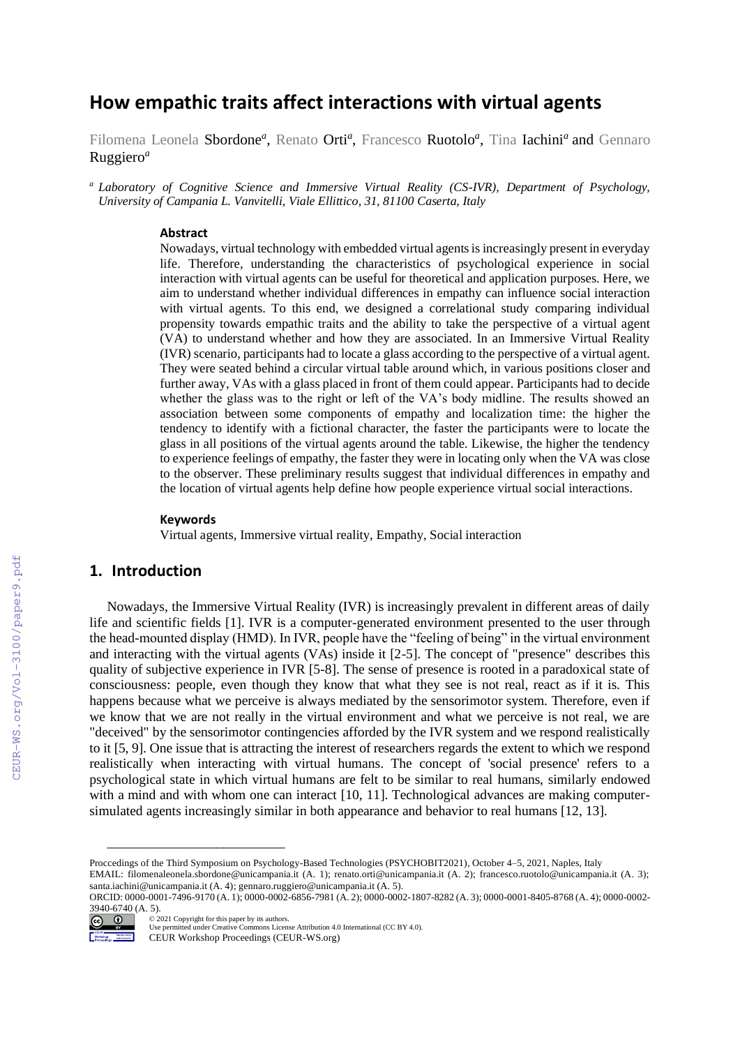# How empathic traits affect interactions with virtual agents

Filomena Leonela Sbordone[a], Renato Orti[a], Francesco Ruotolo[a], Tina Iachini[a] and Gennaro Ruggiero[a]

[a] *Laboratory of Cognitive Science and Immersive Virtual Reality (CS-IVR), Department of Psychology, University of Campania L. Vanvitelli, Viale Ellittico, 31, 81100 Caserta, Italy*

### Abstract

Nowadays, virtual technology with embedded virtual agents is increasingly present in everyday life. Therefore, understanding the characteristics of psychological experience in social interaction with virtual agents can be useful for theoretical and application purposes. Here, we aim to understand whether individual differences in empathy can influence social interaction with virtual agents. To this end, we designed a correlational study comparing individual propensity towards empathic traits and the ability to take the perspective of a virtual agent (VA) to understand whether and how they are associated. In an Immersive Virtual Reality (IVR) scenario, participants had to locate a glass according to the perspective of a virtual agent. They were seated behind a circular virtual table around which, in various positions closer and further away, VAs with a glass placed in front of them could appear. Participants had to decide whether the glass was to the right or left of the VA's body midline. The results showed an association between some components of empathy and localization time: the higher the tendency to identify with a fictional character, the faster the participants were to locate the glass in all positions of the virtual agents around the table. Likewise, the higher the tendency to experience feelings of empathy, the faster they were in locating only when the VA was close to the observer. These preliminary results suggest that individual differences in empathy and the location of virtual agents help define how people experience virtual social interactions.

### Keywords

Virtual agents, Immersive virtual reality, Empathy, Social interaction

## 1. Introduction

Nowadays, the Immersive Virtual Reality (IVR) is increasingly prevalent in different areas of daily life and scientific fields [1]. IVR is a computer-generated environment presented to the user through the head-mounted display (HMD). In IVR, people have the "feeling of being" in the virtual environment and interacting with the virtual agents (VAs) inside it [2-5]. The concept of "presence" describes this quality of subjective experience in IVR [5-8]. The sense of presence is rooted in a paradoxical state of consciousness: people, even though they know that what they see is not real, react as if it is. This happens because what we perceive is always mediated by the sensorimotor system. Therefore, even if we know that we are not really in the virtual environment and what we perceive is not real, we are "deceived" by the sensorimotor contingencies afforded by the IVR system and we respond realistically to it [5, 9]. One issue that is attracting the interest of researchers regards the extent to which we respond realistically when interacting with virtual humans. The concept of 'social presence' refers to a psychological state in which virtual humans are felt to be similar to real humans, similarly endowed with a mind and with whom one can interact [10, 11]. Technological advances are making computer-simulated agents increasingly similar in both appearance and behavior to real humans [12, 13].

Proccedings of the Third Symposium on Psychology-Based Technologies (PSYCHOBIT2021), October 4–5, 2021, Naples, Italy
EMAIL: filomenaleonela.sbordone@unicampania.it (A. 1); renato.orti@unicampania.it (A. 2); francesco.ruotolo@unicampania.it (A. 3); santa.iachini@unicampania.it (A. 4); gennaro.ruggiero@unicampania.it (A. 5).
ORCID: 0000-0001-7496-9170 (A. 1); 0000-0002-6856-7981 (A. 2); 0000-0002-1807-8282 (A. 3); 0000-0001-8405-8768 (A. 4); 0000-0002-3940-6740 (A. 5).
© 2021 Copyright for this paper by its authors.
Use permitted under Creative Commons License Attribution 4.0 International (CC BY 4.0).
CEUR Workshop Proceedings (CEUR-WS.org)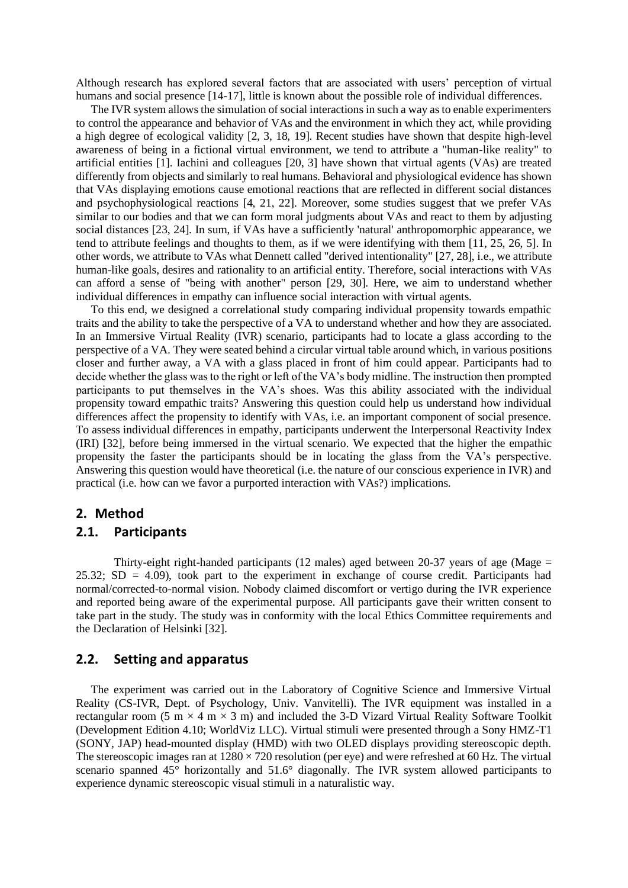Although research has explored several factors that are associated with users' perception of virtual humans and social presence [14-17], little is known about the possible role of individual differences.

The IVR system allows the simulation of social interactions in such a way as to enable experimenters to control the appearance and behavior of VAs and the environment in which they act, while providing a high degree of ecological validity [2, 3, 18, 19]. Recent studies have shown that despite high-level awareness of being in a fictional virtual environment, we tend to attribute a "human-like reality" to artificial entities [1]. Iachini and colleagues [20, 3] have shown that virtual agents (VAs) are treated differently from objects and similarly to real humans. Behavioral and physiological evidence has shown that VAs displaying emotions cause emotional reactions that are reflected in different social distances and psychophysiological reactions [4, 21, 22]. Moreover, some studies suggest that we prefer VAs similar to our bodies and that we can form moral judgments about VAs and react to them by adjusting social distances [23, 24]. In sum, if VAs have a sufficiently 'natural' anthropomorphic appearance, we tend to attribute feelings and thoughts to them, as if we were identifying with them [11, 25, 26, 5]. In other words, we attribute to VAs what Dennett called "derived intentionality" [27, 28], i.e., we attribute human-like goals, desires and rationality to an artificial entity. Therefore, social interactions with VAs can afford a sense of "being with another" person [29, 30]. Here, we aim to understand whether individual differences in empathy can influence social interaction with virtual agents.

To this end, we designed a correlational study comparing individual propensity towards empathic traits and the ability to take the perspective of a VA to understand whether and how they are associated. In an Immersive Virtual Reality (IVR) scenario, participants had to locate a glass according to the perspective of a VA. They were seated behind a circular virtual table around which, in various positions closer and further away, a VA with a glass placed in front of him could appear. Participants had to decide whether the glass was to the right or left of the VA's body midline. The instruction then prompted participants to put themselves in the VA's shoes. Was this ability associated with the individual propensity toward empathic traits? Answering this question could help us understand how individual differences affect the propensity to identify with VAs, i.e. an important component of social presence. To assess individual differences in empathy, participants underwent the Interpersonal Reactivity Index (IRI) [32], before being immersed in the virtual scenario. We expected that the higher the empathic propensity the faster the participants should be in locating the glass from the VA's perspective. Answering this question would have theoretical (i.e. the nature of our conscious experience in IVR) and practical (i.e. how can we favor a purported interaction with VAs?) implications.

## 2. Method

### 2.1. Participants

Thirty-eight right-handed participants (12 males) aged between 20-37 years of age (Mage = 25.32; SD = 4.09), took part to the experiment in exchange of course credit. Participants had normal/corrected-to-normal vision. Nobody claimed discomfort or vertigo during the IVR experience and reported being aware of the experimental purpose. All participants gave their written consent to take part in the study. The study was in conformity with the local Ethics Committee requirements and the Declaration of Helsinki [32].

### 2.2. Setting and apparatus

The experiment was carried out in the Laboratory of Cognitive Science and Immersive Virtual Reality (CS-IVR, Dept. of Psychology, Univ. Vanvitelli). The IVR equipment was installed in a rectangular room (5 m × 4 m × 3 m) and included the 3-D Vizard Virtual Reality Software Toolkit (Development Edition 4.10; WorldViz LLC). Virtual stimuli were presented through a Sony HMZ-T1 (SONY, JAP) head-mounted display (HMD) with two OLED displays providing stereoscopic depth. The stereoscopic images ran at 1280 × 720 resolution (per eye) and were refreshed at 60 Hz. The virtual scenario spanned 45° horizontally and 51.6° diagonally. The IVR system allowed participants to experience dynamic stereoscopic visual stimuli in a naturalistic way.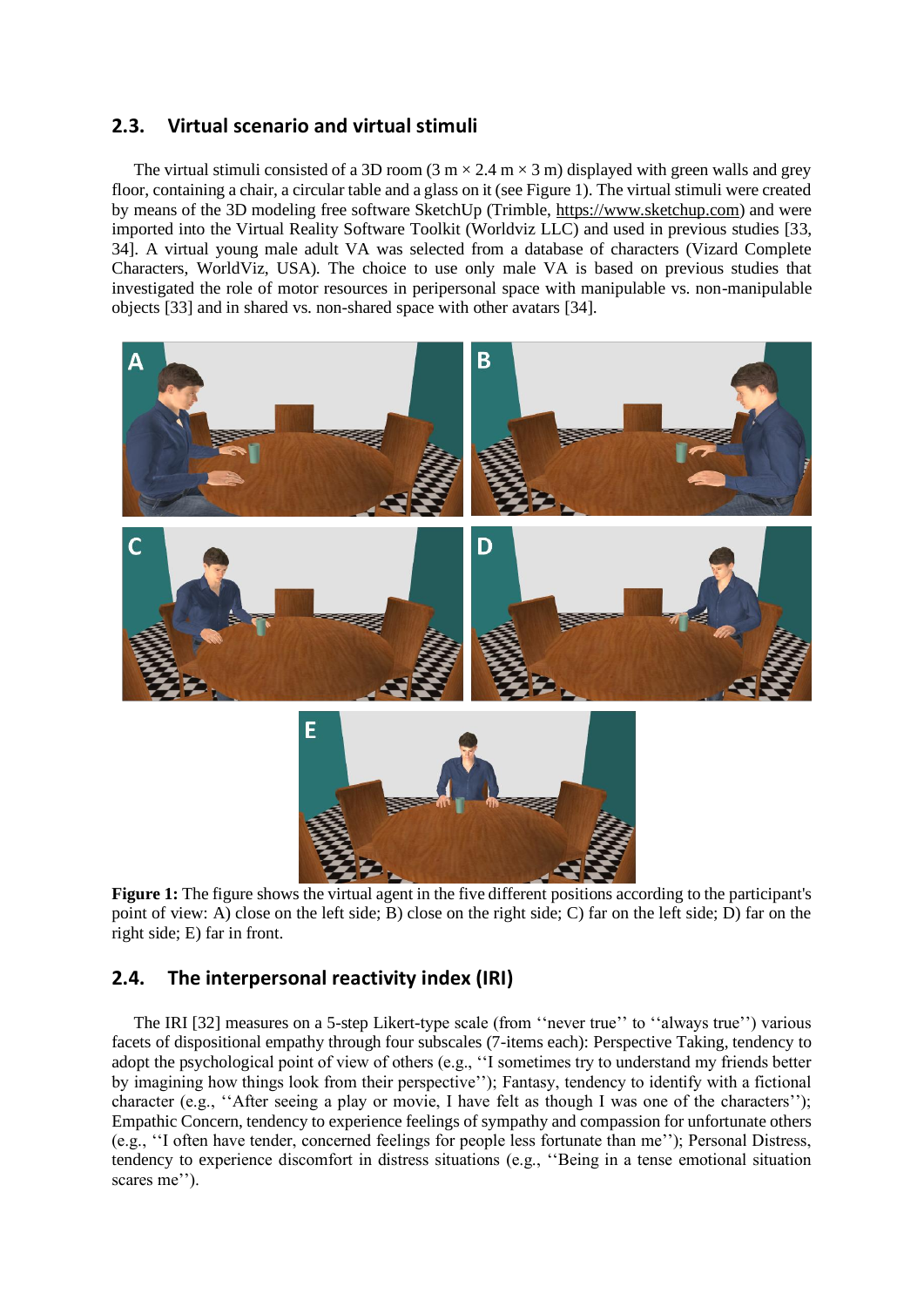## 2.3. Virtual scenario and virtual stimuli

The virtual stimuli consisted of a 3D room (3 m × 2.4 m × 3 m) displayed with green walls and grey floor, containing a chair, a circular table and a glass on it (see Figure 1). The virtual stimuli were created by means of the 3D modeling free software SketchUp (Trimble, https://www.sketchup.com) and were imported into the Virtual Reality Software Toolkit (Worldviz LLC) and used in previous studies [33, 34]. A virtual young male adult VA was selected from a database of characters (Vizard Complete Characters, WorldViz, USA). The choice to use only male VA is based on previous studies that investigated the role of motor resources in peripersonal space with manipulable vs. non-manipulable objects [33] and in shared vs. non-shared space with other avatars [34].

**Figure 1:** The figure shows the virtual agent in the five different positions according to the participant's point of view: A) close on the left side; B) close on the right side; C) far on the left side; D) far on the right side; E) far in front.

## 2.4. The interpersonal reactivity index (IRI)

The IRI [32] measures on a 5-step Likert-type scale (from ''never true'' to ''always true'') various facets of dispositional empathy through four subscales (7-items each): Perspective Taking, tendency to adopt the psychological point of view of others (e.g., ''I sometimes try to understand my friends better by imagining how things look from their perspective''); Fantasy, tendency to identify with a fictional character (e.g., ''After seeing a play or movie, I have felt as though I was one of the characters''); Empathic Concern, tendency to experience feelings of sympathy and compassion for unfortunate others (e.g., ''I often have tender, concerned feelings for people less fortunate than me''); Personal Distress, tendency to experience discomfort in distress situations (e.g., ''Being in a tense emotional situation scares me'').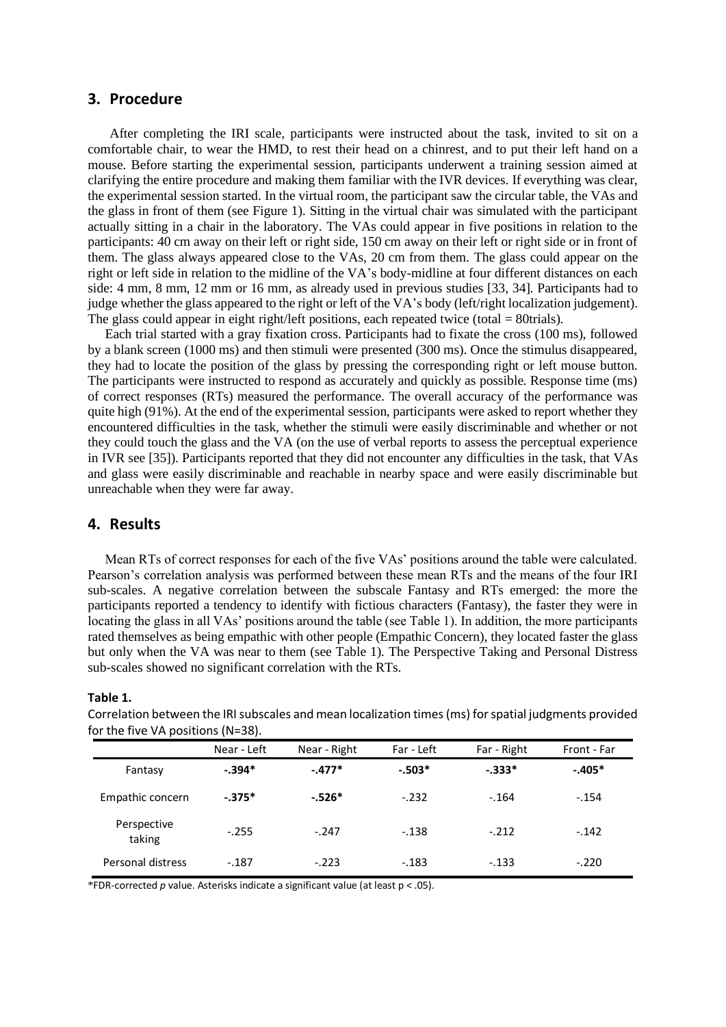## 3. Procedure

After completing the IRI scale, participants were instructed about the task, invited to sit on a comfortable chair, to wear the HMD, to rest their head on a chinrest, and to put their left hand on a mouse. Before starting the experimental session, participants underwent a training session aimed at clarifying the entire procedure and making them familiar with the IVR devices. If everything was clear, the experimental session started. In the virtual room, the participant saw the circular table, the VAs and the glass in front of them (see Figure 1). Sitting in the virtual chair was simulated with the participant actually sitting in a chair in the laboratory. The VAs could appear in five positions in relation to the participants: 40 cm away on their left or right side, 150 cm away on their left or right side or in front of them. The glass always appeared close to the VAs, 20 cm from them. The glass could appear on the right or left side in relation to the midline of the VA's body-midline at four different distances on each side: 4 mm, 8 mm, 12 mm or 16 mm, as already used in previous studies [33, 34]. Participants had to judge whether the glass appeared to the right or left of the VA's body (left/right localization judgement). The glass could appear in eight right/left positions, each repeated twice (total = 80trials).

Each trial started with a gray fixation cross. Participants had to fixate the cross (100 ms), followed by a blank screen (1000 ms) and then stimuli were presented (300 ms). Once the stimulus disappeared, they had to locate the position of the glass by pressing the corresponding right or left mouse button. The participants were instructed to respond as accurately and quickly as possible. Response time (ms) of correct responses (RTs) measured the performance. The overall accuracy of the performance was quite high (91%). At the end of the experimental session, participants were asked to report whether they encountered difficulties in the task, whether the stimuli were easily discriminable and whether or not they could touch the glass and the VA (on the use of verbal reports to assess the perceptual experience in IVR see [35]). Participants reported that they did not encounter any difficulties in the task, that VAs and glass were easily discriminable and reachable in nearby space and were easily discriminable but unreachable when they were far away.

## 4. Results

Mean RTs of correct responses for each of the five VAs' positions around the table were calculated. Pearson's correlation analysis was performed between these mean RTs and the means of the four IRI sub-scales. A negative correlation between the subscale Fantasy and RTs emerged: the more the participants reported a tendency to identify with fictious characters (Fantasy), the faster they were in locating the glass in all VAs' positions around the table (see Table 1). In addition, the more participants rated themselves as being empathic with other people (Empathic Concern), they located faster the glass but only when the VA was near to them (see Table 1). The Perspective Taking and Personal Distress sub-scales showed no significant correlation with the RTs.

**Table 1.**

Correlation between the IRI subscales and mean localization times (ms) for spatial judgments provided for the five VA positions (N=38).

| | Near - Left | Near - Right | Far - Left | Far - Right | Front - Far |
|---|---|---|---|---|---|
| Fantasy | **-.394*** | **-.477*** | **-.503*** | **-.333*** | **-.405*** |
| Empathic concern | **-.375*** | **-.526*** | -.232 | -.164 | -.154 |
| Perspective taking | -.255 | -.247 | -.138 | -.212 | -.142 |
| Personal distress | -.187 | -.223 | -.183 | -.133 | -.220 |

*FDR-corrected *p* value. Asterisks indicate a significant value (at least $p < .05$).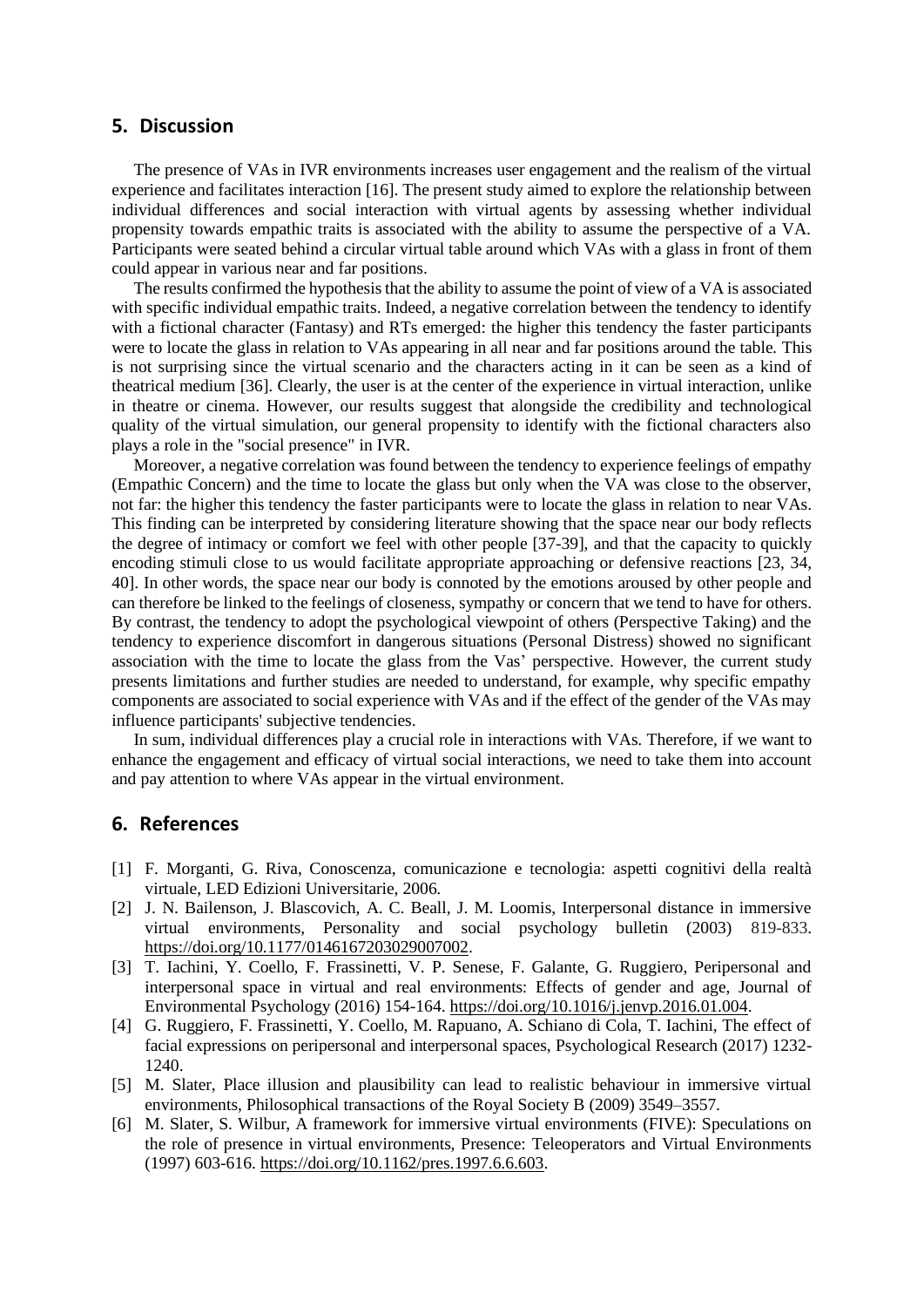## 5. Discussion

The presence of VAs in IVR environments increases user engagement and the realism of the virtual experience and facilitates interaction [16]. The present study aimed to explore the relationship between individual differences and social interaction with virtual agents by assessing whether individual propensity towards empathic traits is associated with the ability to assume the perspective of a VA. Participants were seated behind a circular virtual table around which VAs with a glass in front of them could appear in various near and far positions.

The results confirmed the hypothesis that the ability to assume the point of view of a VA is associated with specific individual empathic traits. Indeed, a negative correlation between the tendency to identify with a fictional character (Fantasy) and RTs emerged: the higher this tendency the faster participants were to locate the glass in relation to VAs appearing in all near and far positions around the table. This is not surprising since the virtual scenario and the characters acting in it can be seen as a kind of theatrical medium [36]. Clearly, the user is at the center of the experience in virtual interaction, unlike in theatre or cinema. However, our results suggest that alongside the credibility and technological quality of the virtual simulation, our general propensity to identify with the fictional characters also plays a role in the "social presence" in IVR.

Moreover, a negative correlation was found between the tendency to experience feelings of empathy (Empathic Concern) and the time to locate the glass but only when the VA was close to the observer, not far: the higher this tendency the faster participants were to locate the glass in relation to near VAs. This finding can be interpreted by considering literature showing that the space near our body reflects the degree of intimacy or comfort we feel with other people [37-39], and that the capacity to quickly encoding stimuli close to us would facilitate appropriate approaching or defensive reactions [23, 34, 40]. In other words, the space near our body is connoted by the emotions aroused by other people and can therefore be linked to the feelings of closeness, sympathy or concern that we tend to have for others. By contrast, the tendency to adopt the psychological viewpoint of others (Perspective Taking) and the tendency to experience discomfort in dangerous situations (Personal Distress) showed no significant association with the time to locate the glass from the Vas' perspective. However, the current study presents limitations and further studies are needed to understand, for example, why specific empathy components are associated to social experience with VAs and if the effect of the gender of the VAs may influence participants' subjective tendencies.

In sum, individual differences play a crucial role in interactions with VAs. Therefore, if we want to enhance the engagement and efficacy of virtual social interactions, we need to take them into account and pay attention to where VAs appear in the virtual environment.

## 6. References

[1] F. Morganti, G. Riva, Conoscenza, comunicazione e tecnologia: aspetti cognitivi della realtà virtuale, LED Edizioni Universitarie, 2006.

[2] J. N. Bailenson, J. Blascovich, A. C. Beall, J. M. Loomis, Interpersonal distance in immersive virtual environments, Personality and social psychology bulletin (2003) 819-833. https://doi.org/10.1177/0146167203029007002.

[3] T. Iachini, Y. Coello, F. Frassinetti, V. P. Senese, F. Galante, G. Ruggiero, Peripersonal and interpersonal space in virtual and real environments: Effects of gender and age, Journal of Environmental Psychology (2016) 154-164. https://doi.org/10.1016/j.jenvp.2016.01.004.

[4] G. Ruggiero, F. Frassinetti, Y. Coello, M. Rapuano, A. Schiano di Cola, T. Iachini, The effect of facial expressions on peripersonal and interpersonal spaces, Psychological Research (2017) 1232-1240.

[5] M. Slater, Place illusion and plausibility can lead to realistic behaviour in immersive virtual environments, Philosophical transactions of the Royal Society B (2009) 3549–3557.

[6] M. Slater, S. Wilbur, A framework for immersive virtual environments (FIVE): Speculations on the role of presence in virtual environments, Presence: Teleoperators and Virtual Environments (1997) 603-616. https://doi.org/10.1162/pres.1997.6.6.603.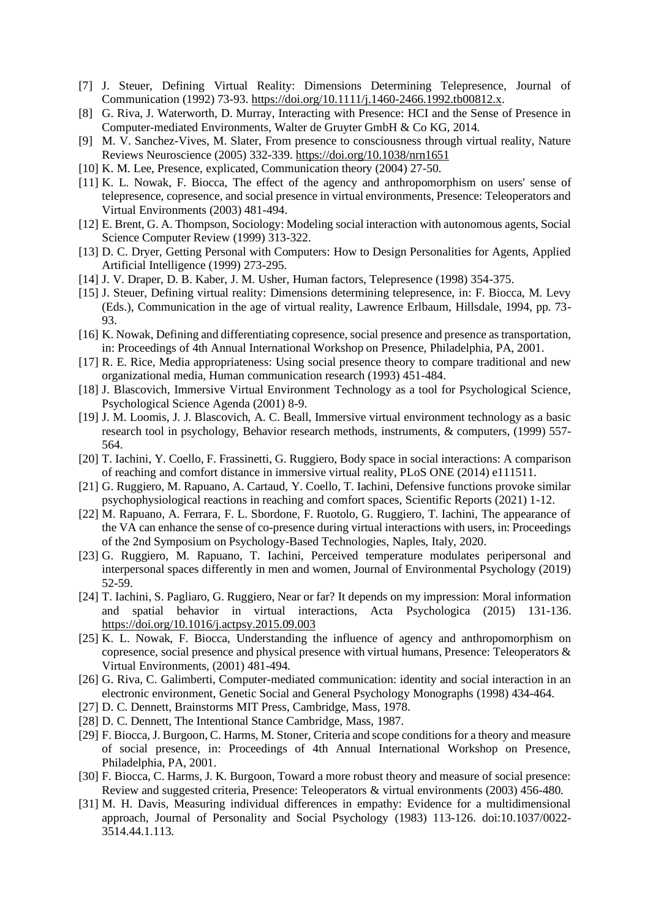[7] J. Steuer, Defining Virtual Reality: Dimensions Determining Telepresence, Journal of Communication (1992) 73-93. https://doi.org/10.1111/j.1460-2466.1992.tb00812.x.

[8] G. Riva, J. Waterworth, D. Murray, Interacting with Presence: HCI and the Sense of Presence in Computer-mediated Environments, Walter de Gruyter GmbH & Co KG, 2014.

[9] M. V. Sanchez-Vives, M. Slater, From presence to consciousness through virtual reality, Nature Reviews Neuroscience (2005) 332-339. https://doi.org/10.1038/nrn1651

[10] K. M. Lee, Presence, explicated, Communication theory (2004) 27-50.

[11] K. L. Nowak, F. Biocca, The effect of the agency and anthropomorphism on users' sense of telepresence, copresence, and social presence in virtual environments, Presence: Teleoperators and Virtual Environments (2003) 481-494.

[12] E. Brent, G. A. Thompson, Sociology: Modeling social interaction with autonomous agents, Social Science Computer Review (1999) 313-322.

[13] D. C. Dryer, Getting Personal with Computers: How to Design Personalities for Agents, Applied Artificial Intelligence (1999) 273-295.

[14] J. V. Draper, D. B. Kaber, J. M. Usher, Human factors, Telepresence (1998) 354-375.

[15] J. Steuer, Defining virtual reality: Dimensions determining telepresence, in: F. Biocca, M. Levy (Eds.), Communication in the age of virtual reality, Lawrence Erlbaum, Hillsdale, 1994, pp. 73-93.

[16] K. Nowak, Defining and differentiating copresence, social presence and presence as transportation, in: Proceedings of 4th Annual International Workshop on Presence, Philadelphia, PA, 2001.

[17] R. E. Rice, Media appropriateness: Using social presence theory to compare traditional and new organizational media, Human communication research (1993) 451-484.

[18] J. Blascovich, Immersive Virtual Environment Technology as a tool for Psychological Science, Psychological Science Agenda (2001) 8-9.

[19] J. M. Loomis, J. J. Blascovich, A. C. Beall, Immersive virtual environment technology as a basic research tool in psychology, Behavior research methods, instruments, & computers, (1999) 557-564.

[20] T. Iachini, Y. Coello, F. Frassinetti, G. Ruggiero, Body space in social interactions: A comparison of reaching and comfort distance in immersive virtual reality, PLoS ONE (2014) e111511.

[21] G. Ruggiero, M. Rapuano, A. Cartaud, Y. Coello, T. Iachini, Defensive functions provoke similar psychophysiological reactions in reaching and comfort spaces, Scientific Reports (2021) 1-12.

[22] M. Rapuano, A. Ferrara, F. L. Sbordone, F. Ruotolo, G. Ruggiero, T. Iachini, The appearance of the VA can enhance the sense of co-presence during virtual interactions with users, in: Proceedings of the 2nd Symposium on Psychology-Based Technologies, Naples, Italy, 2020.

[23] G. Ruggiero, M. Rapuano, T. Iachini, Perceived temperature modulates peripersonal and interpersonal spaces differently in men and women, Journal of Environmental Psychology (2019) 52-59.

[24] T. Iachini, S. Pagliaro, G. Ruggiero, Near or far? It depends on my impression: Moral information and spatial behavior in virtual interactions, Acta Psychologica (2015) 131-136. https://doi.org/10.1016/j.actpsy.2015.09.003

[25] K. L. Nowak, F. Biocca, Understanding the influence of agency and anthropomorphism on copresence, social presence and physical presence with virtual humans, Presence: Teleoperators & Virtual Environments, (2001) 481-494.

[26] G. Riva, C. Galimberti, Computer-mediated communication: identity and social interaction in an electronic environment, Genetic Social and General Psychology Monographs (1998) 434-464.

[27] D. C. Dennett, Brainstorms MIT Press, Cambridge, Mass, 1978.

[28] D. C. Dennett, The Intentional Stance Cambridge, Mass, 1987.

[29] F. Biocca, J. Burgoon, C. Harms, M. Stoner, Criteria and scope conditions for a theory and measure of social presence, in: Proceedings of 4th Annual International Workshop on Presence, Philadelphia, PA, 2001.

[30] F. Biocca, C. Harms, J. K. Burgoon, Toward a more robust theory and measure of social presence: Review and suggested criteria, Presence: Teleoperators & virtual environments (2003) 456-480.

[31] M. H. Davis, Measuring individual differences in empathy: Evidence for a multidimensional approach, Journal of Personality and Social Psychology (1983) 113-126. doi:10.1037/0022-3514.44.1.113.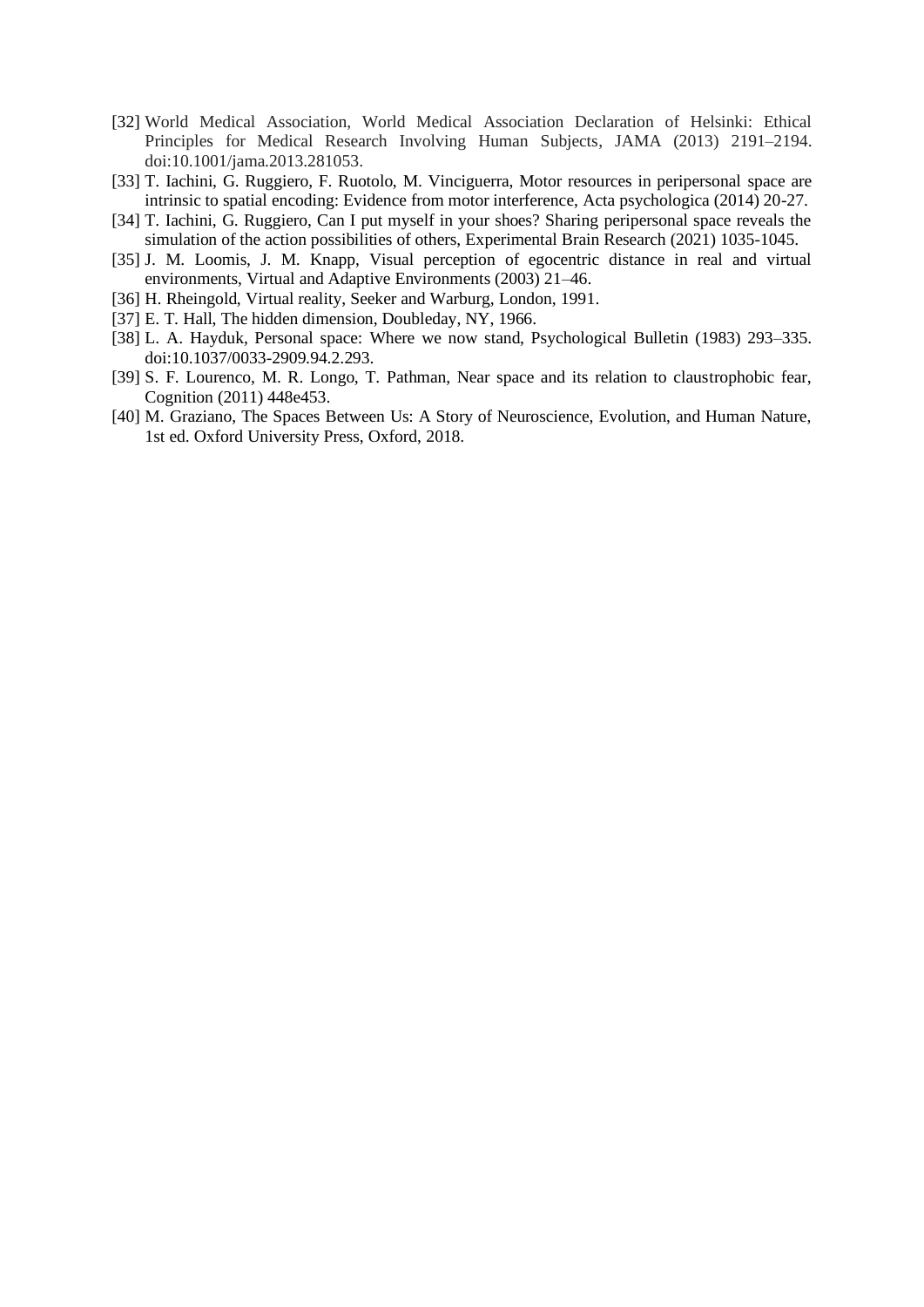[32] World Medical Association, World Medical Association Declaration of Helsinki: Ethical Principles for Medical Research Involving Human Subjects, JAMA (2013) 2191–2194. doi:10.1001/jama.2013.281053.

[33] T. Iachini, G. Ruggiero, F. Ruotolo, M. Vinciguerra, Motor resources in peripersonal space are intrinsic to spatial encoding: Evidence from motor interference, Acta psychologica (2014) 20-27.

[34] T. Iachini, G. Ruggiero, Can I put myself in your shoes? Sharing peripersonal space reveals the simulation of the action possibilities of others, Experimental Brain Research (2021) 1035-1045.

[35] J. M. Loomis, J. M. Knapp, Visual perception of egocentric distance in real and virtual environments, Virtual and Adaptive Environments (2003) 21–46.

[36] H. Rheingold, Virtual reality, Seeker and Warburg, London, 1991.

[37] E. T. Hall, The hidden dimension, Doubleday, NY, 1966.

[38] L. A. Hayduk, Personal space: Where we now stand, Psychological Bulletin (1983) 293–335. doi:10.1037/0033-2909.94.2.293.

[39] S. F. Lourenco, M. R. Longo, T. Pathman, Near space and its relation to claustrophobic fear, Cognition (2011) 448e453.

[40] M. Graziano, The Spaces Between Us: A Story of Neuroscience, Evolution, and Human Nature, 1st ed. Oxford University Press, Oxford, 2018.